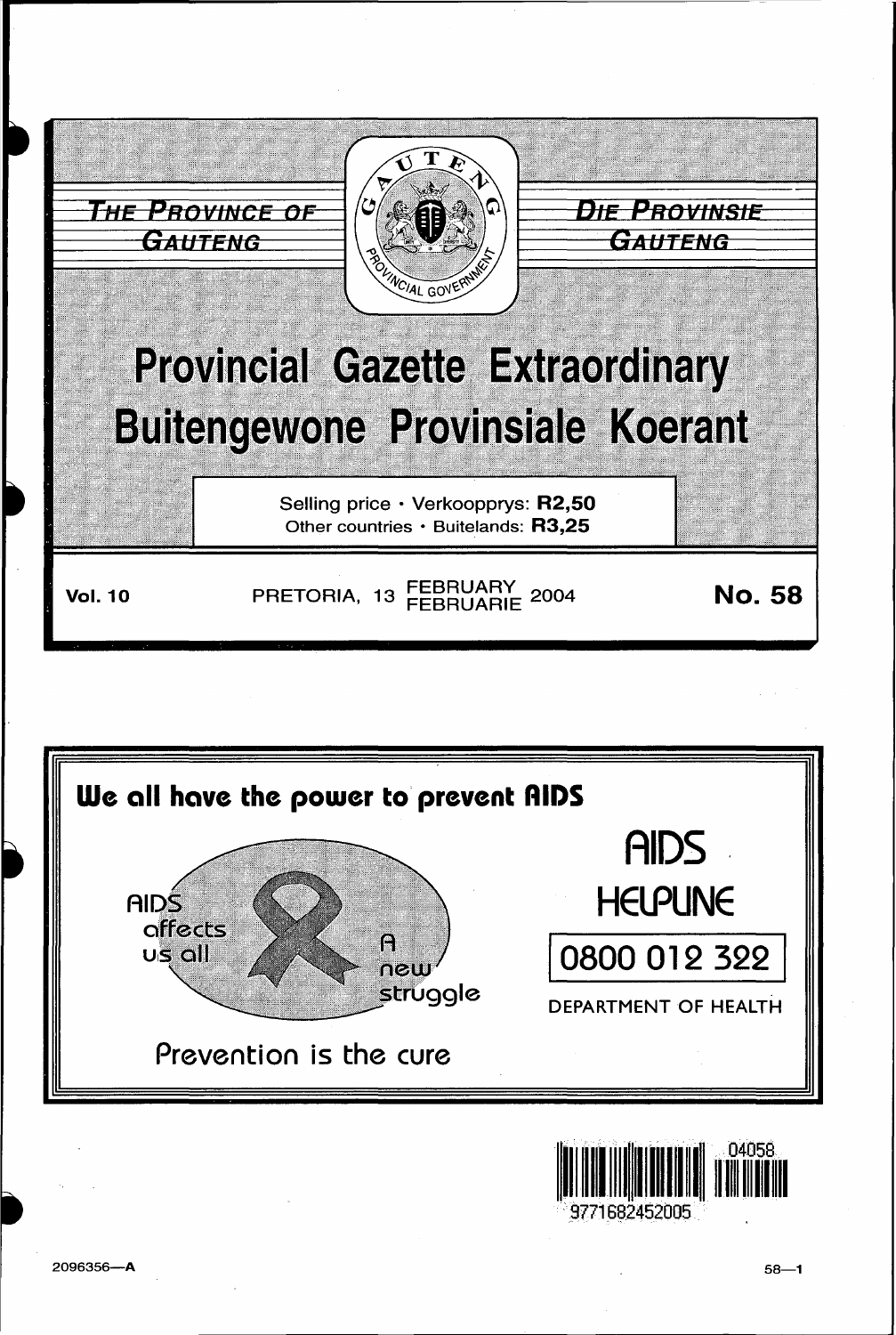THE PROVINCE OF GAUTENG

DIE PROVINSIE GAUTENG

# Provincial Gazette Extraordinary
# Buitengewone Provinsiale Koerant

Selling price • Verkoopprys: **R2,50**
Other countries • Buitelands: **R3,25**

**Vol. 10** PRETORIA, 13 FEBRUARY FEBRUARIE 2004 **No. 58**

**We all have the power to prevent AIDS**

AIDS affects us all

A new struggle

Prevention is the cure

AIDS HELPLINE

0800 012 322

DEPARTMENT OF HEALTH

9771682452005 04058

2096356—A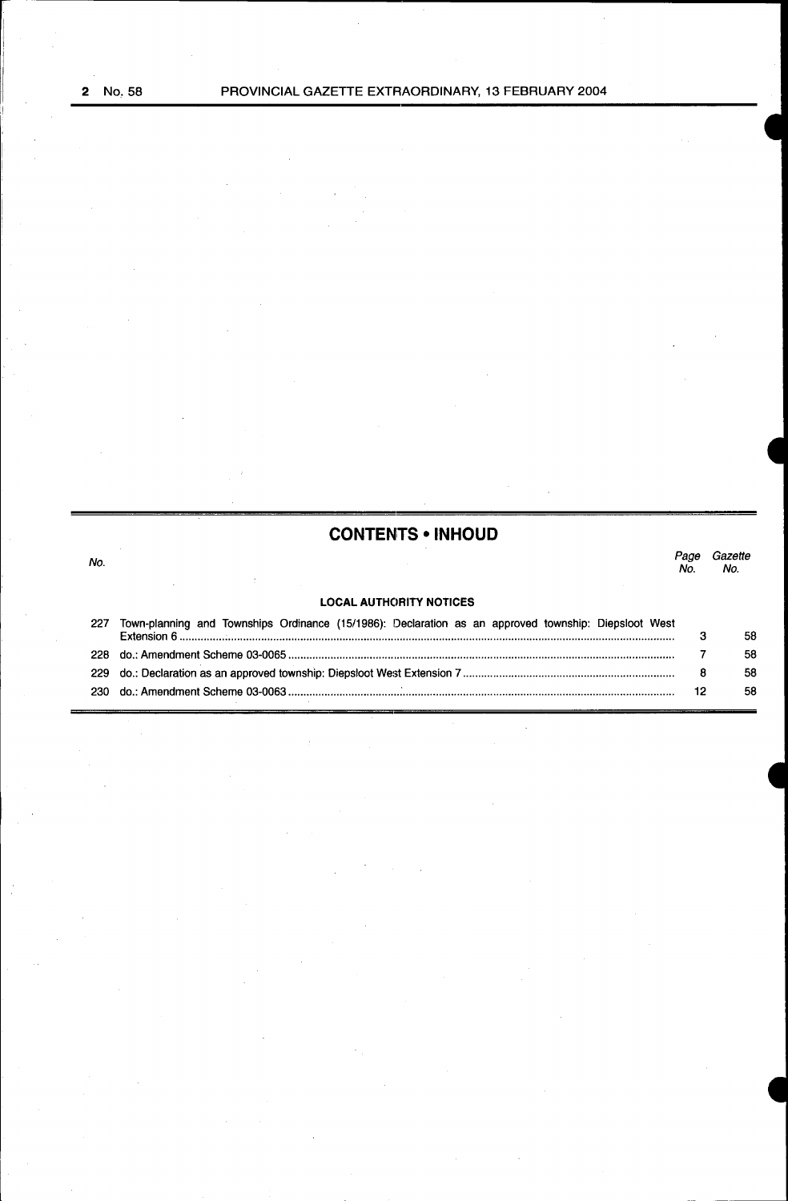## CONTENTS • INHOUD

| No. | | Page No. | Gazette No. |
|---|---|---|---|
| | **LOCAL AUTHORITY NOTICES** | | |
| 227 | Town-planning and Townships Ordinance (15/1986): Declaration as an approved township: Diepsloot West Extension 6 | 3 | 58 |
| 228 | do.: Amendment Scheme 03-0065 | 7 | 58 |
| 229 | do.: Declaration as an approved township: Diepsloot West Extension 7 | 8 | 58 |
| 230 | do.: Amendment Scheme 03-0063 | 12 | 58 |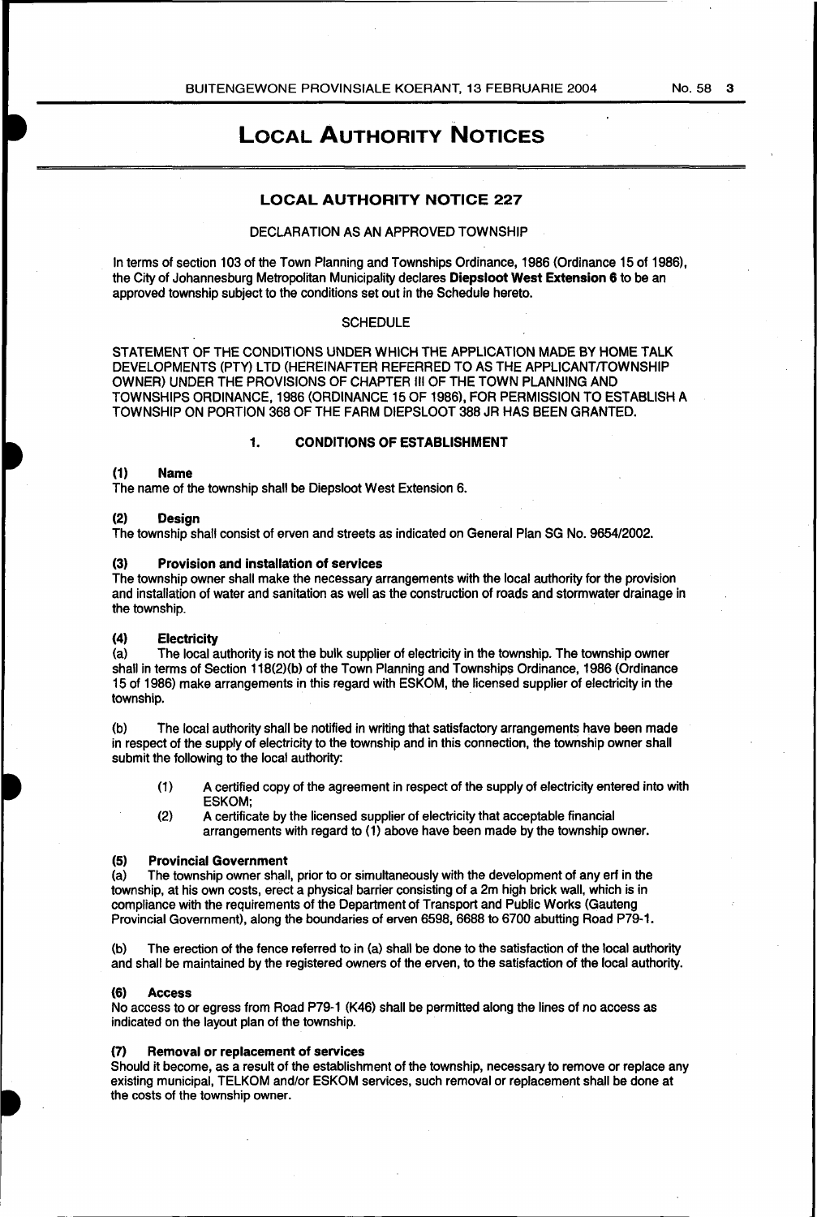# LOCAL AUTHORITY NOTICES

## LOCAL AUTHORITY NOTICE 227

DECLARATION AS AN APPROVED TOWNSHIP

In terms of section 103 of the Town Planning and Townships Ordinance, 1986 (Ordinance 15 of 1986), the City of Johannesburg Metropolitan Municipality declares **Diepsloot West Extension 6** to be an approved township subject to the conditions set out in the Schedule hereto.

SCHEDULE

STATEMENT OF THE CONDITIONS UNDER WHICH THE APPLICATION MADE BY HOME TALK DEVELOPMENTS (PTY) LTD (HEREINAFTER REFERRED TO AS THE APPLICANT/TOWNSHIP OWNER) UNDER THE PROVISIONS OF CHAPTER III OF THE TOWN PLANNING AND TOWNSHIPS ORDINANCE, 1986 (ORDINANCE 15 OF 1986), FOR PERMISSION TO ESTABLISH A TOWNSHIP ON PORTION 368 OF THE FARM DIEPSLOOT 388 JR HAS BEEN GRANTED.

### 1. CONDITIONS OF ESTABLISHMENT

**(1) Name**
The name of the township shall be Diepsloot West Extension 6.

**(2) Design**
The township shall consist of erven and streets as indicated on General Plan SG No. 9654/2002.

**(3) Provision and installation of services**
The township owner shall make the necessary arrangements with the local authority for the provision and installation of water and sanitation as well as the construction of roads and stormwater drainage in the township.

**(4) Electricity**
(a) The local authority is not the bulk supplier of electricity in the township. The township owner shall in terms of Section 118(2)(b) of the Town Planning and Townships Ordinance, 1986 (Ordinance 15 of 1986) make arrangements in this regard with ESKOM, the licensed supplier of electricity in the township.

(b) The local authority shall be notified in writing that satisfactory arrangements have been made in respect of the supply of electricity to the township and in this connection, the township owner shall submit the following to the local authority:

(1) A certified copy of the agreement in respect of the supply of electricity entered into with ESKOM;
(2) A certificate by the licensed supplier of electricity that acceptable financial arrangements with regard to (1) above have been made by the township owner.

**(5) Provincial Government**
(a) The township owner shall, prior to or simultaneously with the development of any erf in the township, at his own costs, erect a physical barrier consisting of a 2m high brick wall, which is in compliance with the requirements of the Department of Transport and Public Works (Gauteng Provincial Government), along the boundaries of erven 6598, 6688 to 6700 abutting Road P79-1.

(b) The erection of the fence referred to in (a) shall be done to the satisfaction of the local authority and shall be maintained by the registered owners of the erven, to the satisfaction of the local authority.

**(6) Access**
No access to or egress from Road P79-1 (K46) shall be permitted along the lines of no access as indicated on the layout plan of the township.

**(7) Removal or replacement of services**
Should it become, as a result of the establishment of the township, necessary to remove or replace any existing municipal, TELKOM and/or ESKOM services, such removal or replacement shall be done at the costs of the township owner.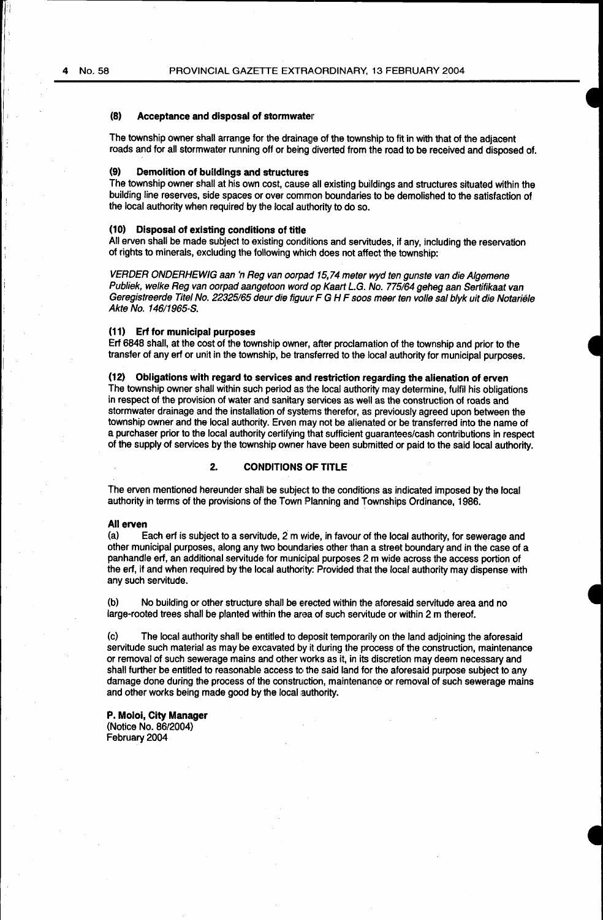### (8) Acceptance and disposal of stormwater

The township owner shall arrange for the drainage of the township to fit in with that of the adjacent roads and for all stormwater running off or being diverted from the road to be received and disposed of.

### (9) Demolition of buildings and structures

The township owner shall at his own cost, cause all existing buildings and structures situated within the building line reserves, side spaces or over common boundaries to be demolished to the satisfaction of the local authority when required by the local authority to do so.

### (10) Disposal of existing conditions of title

All erven shall be made subject to existing conditions and servitudes, if any, including the reservation of rights to minerals, excluding the following which does not affect the township:

*VERDER ONDERHEWIG aan 'n Reg van oorpad 15,74 meter wyd ten gunste van die Algemene Publiek, welke Reg van oorpad aangetoon word op Kaart L.G. No. 775/64 geheg aan Sertifikaat van Geregistreerde Titel No. 22325/65 deur die figuur F G H F soos meer ten volle sal blyk uit die Notariële Akte No. 146/1965-S.*

### (11) Erf for municipal purposes

Erf 6848 shall, at the cost of the township owner, after proclamation of the township and prior to the transfer of any erf or unit in the township, be transferred to the local authority for municipal purposes.

### (12) Obligations with regard to services and restriction regarding the alienation of erven

The township owner shall within such period as the local authority may determine, fulfil his obligations in respect of the provision of water and sanitary services as well as the construction of roads and stormwater drainage and the installation of systems therefor, as previously agreed upon between the township owner and the local authority. Erven may not be alienated or be transferred into the name of a purchaser prior to the local authority certifying that sufficient guarantees/cash contributions in respect of the supply of services by the township owner have been submitted or paid to the said local authority.

## 2. CONDITIONS OF TITLE

The erven mentioned hereunder shall be subject to the conditions as indicated imposed by the local authority in terms of the provisions of the Town Planning and Townships Ordinance, 1986.

**All erven**

(a) Each erf is subject to a servitude, 2 m wide, in favour of the local authority, for sewerage and other municipal purposes, along any two boundaries other than a street boundary and in the case of a panhandle erf, an additional servitude for municipal purposes 2 m wide across the access portion of the erf, if and when required by the local authority: Provided that the local authority may dispense with any such servitude.

(b) No building or other structure shall be erected within the aforesaid servitude area and no large-rooted trees shall be planted within the area of such servitude or within 2 m thereof.

(c) The local authority shall be entitled to deposit temporarily on the land adjoining the aforesaid servitude such material as may be excavated by it during the process of the construction, maintenance or removal of such sewerage mains and other works as it, in its discretion may deem necessary and shall further be entitled to reasonable access to the said land for the aforesaid purpose subject to any damage done during the process of the construction, maintenance or removal of such sewerage mains and other works being made good by the local authority.

**P. Moloi, City Manager**
(Notice No. 86/2004)
February 2004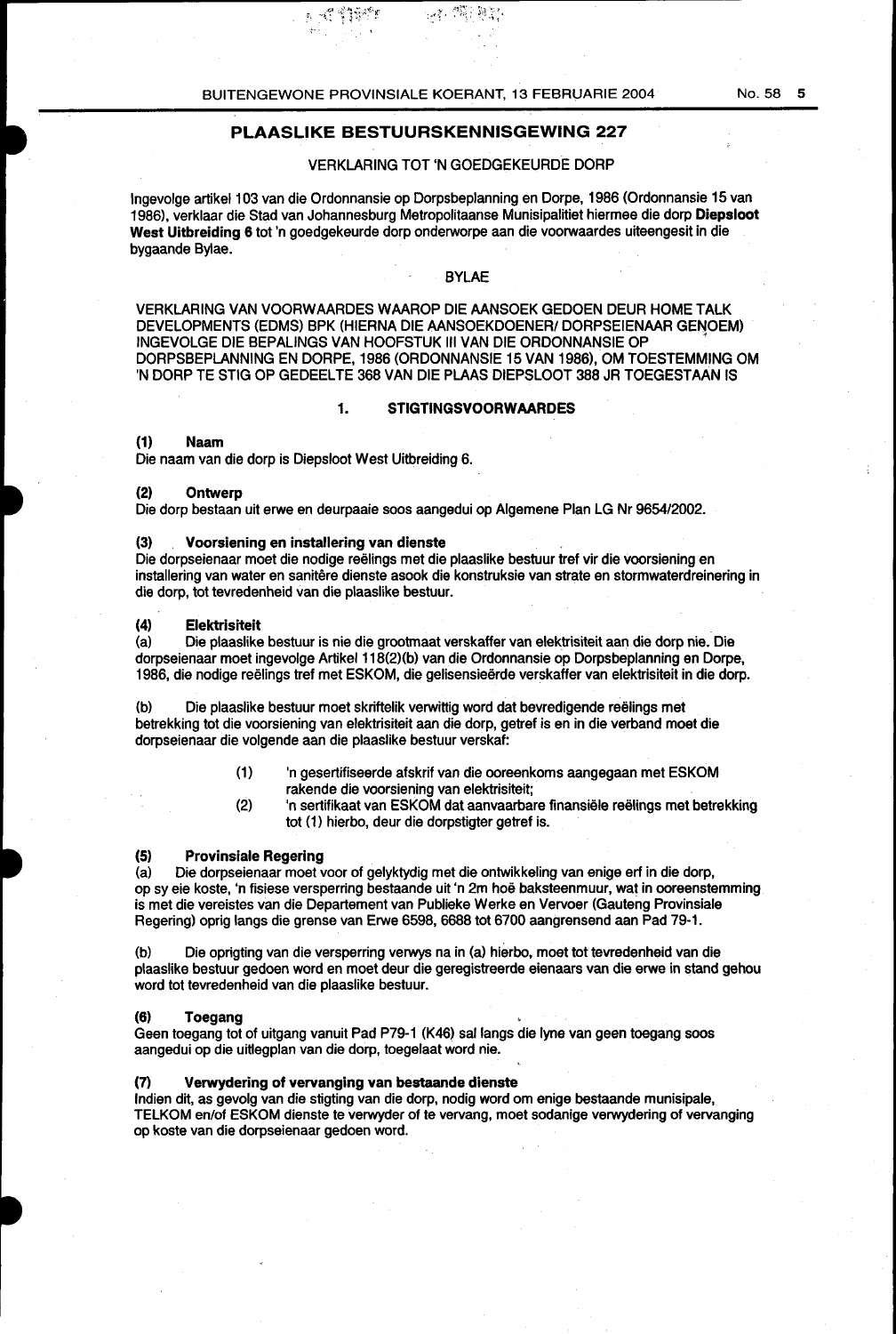## PLAASLIKE BESTUURSKENNISGEWING 227

VERKLARING TOT 'N GOEDGEKEURDE DORP

Ingevolge artikel 103 van die Ordonnansie op Dorpsbeplanning en Dorpe, 1986 (Ordonnansie 15 van 1986), verklaar die Stad van Johannesburg Metropolitaanse Munisipaliteit hiermee die dorp **Diepsloot West Uitbreiding 6** tot 'n goedgekeurde dorp onderworpe aan die voorwaardes uiteengesit in die bygaande Bylae.

BYLAE

VERKLARING VAN VOORWAARDES WAAROP DIE AANSOEK GEDOEN DEUR HOME TALK DEVELOPMENTS (EDMS) BPK (HIERNA DIE AANSOEKDOENER/ DORPSEIENAAR GENOEM) INGEVOLGE DIE BEPALINGS VAN HOOFSTUK III VAN DIE ORDONNANSIE OP DORPSBEPLANNING EN DORPE, 1986 (ORDONNANSIE 15 VAN 1986), OM TOESTEMMING OM 'N DORP TE STIG OP GEDEELTE 368 VAN DIE PLAAS DIEPSLOOT 388 JR TOEGESTAAN IS

### 1. STIGTINGSVOORWAARDES

**(1) Naam**

Die naam van die dorp is Diepsloot West Uitbreiding 6.

**(2) Ontwerp**

Die dorp bestaan uit erwe en deurpaaie soos aangedui op Algemene Plan LG Nr 9654/2002.

**(3) Voorsiening en installering van dienste**

Die dorpseienaar moet die nodige reëlings met die plaaslike bestuur tref vir die voorsiening en installering van water en sanitêre dienste asook die konstruksie van strate en stormwaterdreinering in die dorp, tot tevredenheid van die plaaslike bestuur.

**(4) Elektrisiteit**

(a) Die plaaslike bestuur is nie die grootmaat verskaffer van elektrisiteit aan die dorp nie. Die dorpseienaar moet ingevolge Artikel 118(2)(b) van die Ordonnansie op Dorpsbeplanning en Dorpe, 1986, die nodige reëlings tref met ESKOM, die gelisensieërde verskaffer van elektrisiteit in die dorp.

(b) Die plaaslike bestuur moet skriftelik verwittig word dat bevredigende reëlings met betrekking tot die voorsiening van elektrisiteit aan die dorp, getref is en in die verband moet die dorpseienaar die volgende aan die plaaslike bestuur verskaf:

(1) 'n gesertifiseerde afskrif van die ooreenkoms aangegaan met ESKOM rakende die voorsiening van elektrisiteit;

(2) 'n sertifikaat van ESKOM dat aanvaarbare finansiële reëlings met betrekking tot (1) hierbo, deur die dorpstigter getref is.

**(5) Provinsiale Regering**

(a) Die dorpseienaar moet voor of gelyktydig met die ontwikkeling van enige erf in die dorp, op sy eie koste, 'n fisiese versperring bestaande uit 'n 2m hoë baksteenmuur, wat in ooreenstemming is met die vereistes van die Departement van Publieke Werke en Vervoer (Gauteng Provinsiale Regering) oprig langs die grense van Erwe 6598, 6688 tot 6700 aangrensend aan Pad 79-1.

(b) Die oprigting van die versperring verwys na in (a) hierbo, moet tot tevredenheid van die plaaslike bestuur gedoen word en moet deur die geregistreerde eienaars van die erwe in stand gehou word tot tevredenheid van die plaaslike bestuur.

**(6) Toegang**

Geen toegang tot of uitgang vanuit Pad P79-1 (K46) sal langs die lyne van geen toegang soos aangedui op die uitlegplan van die dorp, toegelaat word nie.

**(7) Verwydering of vervanging van bestaande dienste**

Indien dit, as gevolg van die stigting van die dorp, nodig word om enige bestaande munisipale, TELKOM en/of ESKOM dienste te verwyder of te vervang, moet sodanige verwydering of vervanging op koste van die dorpseienaar gedoen word.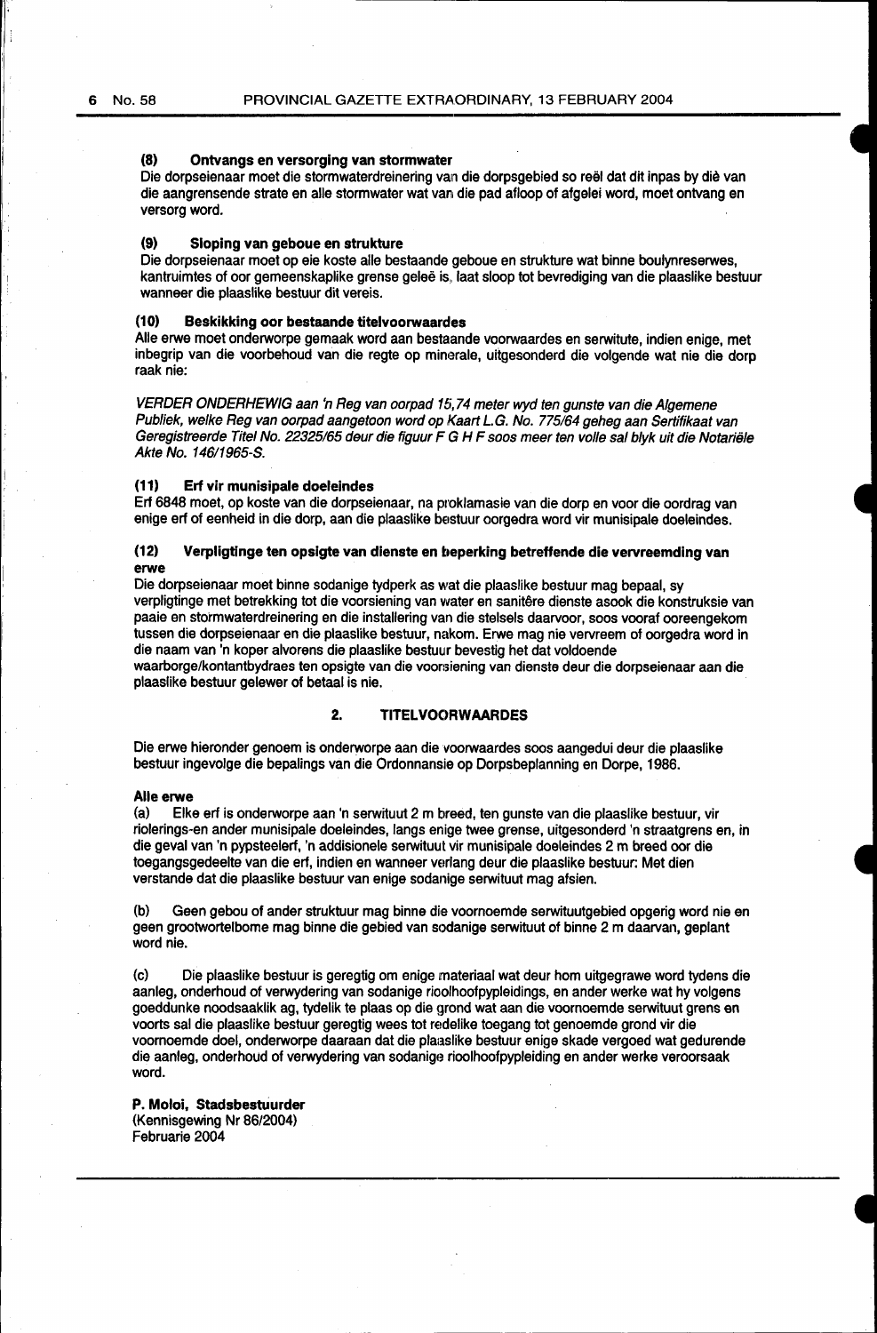**(8) Ontvangs en versorging van stormwater**

Die dorpseienaar moet die stormwaterdreinering van die dorpsgebied so reël dat dit inpas by diè van die aangrensende strate en alle stormwater wat van die pad afloop of afgelei word, moet ontvang en versorg word.

**(9) Sloping van geboue en strukture**

Die dorpseienaar moet op eie koste alle bestaande geboue en strukture wat binne boulynreserwes, kantruimtes of oor gemeenskaplike grense geleë is, laat sloop tot bevrediging van die plaaslike bestuur wanneer die plaaslike bestuur dit vereis.

**(10) Beskikking oor bestaande titelvoorwaardes**

Alle erwe moet onderworpe gemaak word aan bestaande voorwaardes en serwitute, indien enige, met inbegrip van die voorbehoud van die regte op minerale, uitgesonderd die volgende wat nie die dorp raak nie:

*VERDER ONDERHEWIG aan 'n Reg van oorpad 15,74 meter wyd ten gunste van die Algemene Publiek, welke Reg van oorpad aangetoon word op Kaart L.G. No. 775/64 geheg aan Sertifikaat van Geregistreerde Titel No. 22325/65 deur die figuur F G H F soos meer ten volle sal blyk uit die Notariële Akte No. 146/1965-S.*

**(11) Erf vir munisipale doeleindes**

Erf 6848 moet, op koste van die dorpseienaar, na proklamasie van die dorp en voor die oordrag van enige erf of eenheid in die dorp, aan die plaaslike bestuur oorgedra word vir munisipale doeleindes.

**(12) Verpligtinge ten opsigte van dienste en beperking betreffende die vervreemding van erwe**

Die dorpseienaar moet binne sodanige tydperk as wat die plaaslike bestuur mag bepaal, sy verpligtinge met betrekking tot die voorsiening van water en sanitêre dienste asook die konstruksie van paaie en stormwaterdreinering en die installering van die stelsels daarvoor, soos vooraf ooreengekom tussen die dorpseienaar en die plaaslike bestuur, nakom. Erwe mag nie vervreem of oorgedra word in die naam van 'n koper alvorens die plaaslike bestuur bevestig het dat voldoende waarborge/kontantbydraes ten opsigte van die voorsiening van dienste deur die dorpseienaar aan die plaaslike bestuur gelewer of betaal is nie.

## 2. TITELVOORWAARDES

Die erwe hieronder genoem is onderworpe aan die voorwaardes soos aangedui deur die plaaslike bestuur ingevolge die bepalings van die Ordonnansie op Dorpsbeplanning en Dorpe, 1986.

**Alle erwe**

(a) Elke erf is onderworpe aan 'n serwituut 2 m breed, ten gunste van die plaaslike bestuur, vir riolerings-en ander munisipale doeleindes, langs enige twee grense, uitgesonderd 'n straatgrens en, in die geval van 'n pypsteelerf, 'n addisionele serwituut vir munisipale doeleindes 2 m breed oor die toegangsgedeelte van die erf, indien en wanneer verlang deur die plaaslike bestuur: Met dien verstande dat die plaaslike bestuur van enige sodanige serwituut mag afsien.

(b) Geen gebou of ander struktuur mag binne die voornoemde serwituutgebied opgerig word nie en geen grootwortelbome mag binne die gebied van sodanige serwituut of binne 2 m daarvan, geplant word nie.

(c) Die plaaslike bestuur is geregtig om enige materiaal wat deur hom uitgegrawe word tydens die aanleg, onderhoud of verwydering van sodanige rioolhoofpypleidings, en ander werke wat hy volgens goeddunke noodsaaklik ag, tydelik te plaas op die grond wat aan die voornoemde serwituut grens en voorts sal die plaaslike bestuur geregtig wees tot redelike toegang tot genoemde grond vir die voornoemde doel, onderworpe daaraan dat die plaaslike bestuur enige skade vergoed wat gedurende die aanleg, onderhoud of verwydering van sodanige rioolhoofpypleiding en ander werke veroorsaak word.

**P. Moloi, Stadsbestuurder**
(Kennisgewing Nr 86/2004)
Februarie 2004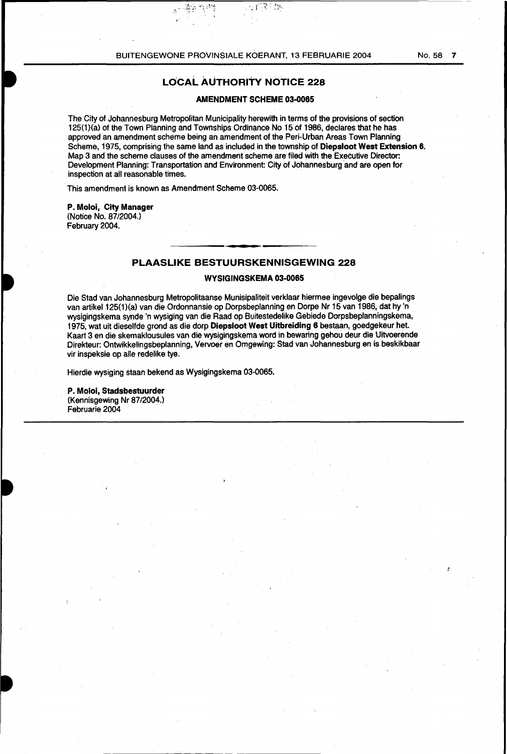## LOCAL AUTHORITY NOTICE 228

### AMENDMENT SCHEME 03-0065

The City of Johannesburg Metropolitan Municipality herewith in terms of the provisions of section 125(1)(a) of the Town Planning and Townships Ordinance No 15 of 1986, declares that he has approved an amendment scheme being an amendment of the Peri-Urban Areas Town Planning Scheme, 1975, comprising the same land as included in the township of **Diepsloot West Extension 6**. Map 3 and the scheme clauses of the amendment scheme are filed with the Executive Director: Development Planning: Transportation and Environment: City of Johannesburg and are open for inspection at all reasonable times.

This amendment is known as Amendment Scheme 03-0065.

**P. Moloi, City Manager**
(Notice No. 87/2004.)
February 2004.

---

## PLAASLIKE BESTUURSKENNISGEWING 228

### WYSIGINGSKEMA 03-0065

Die Stad van Johannesburg Metropolitaanse Munisipaliteit verklaar hiermee ingevolge die bepalings van artikel 125(1)(a) van die Ordonnansie op Dorpsbeplanning en Dorpe Nr 15 van 1986, dat hy 'n wysigingskema synde 'n wysiging van die Raad op Buitestedelike Gebiede Dorpsbeplanningskema, 1975, wat uit dieselfde grond as die dorp **Diepsloot West Uitbreiding 6** bestaan, goedgekeur het. Kaart 3 en die skemaklousules van die wysigingskema word in bewaring gehou deur die Uitvoerende Direkteur: Ontwikkelingsbeplanning, Vervoer en Omgewing: Stad van Johannesburg en is beskikbaar vir inspeksie op alle redelike tye.

Hierdie wysiging staan bekend as Wysigingskema 03-0065.

**P. Moloi, Stadsbestuurder**
(Kennisgewing Nr 87/2004.)
Februarie 2004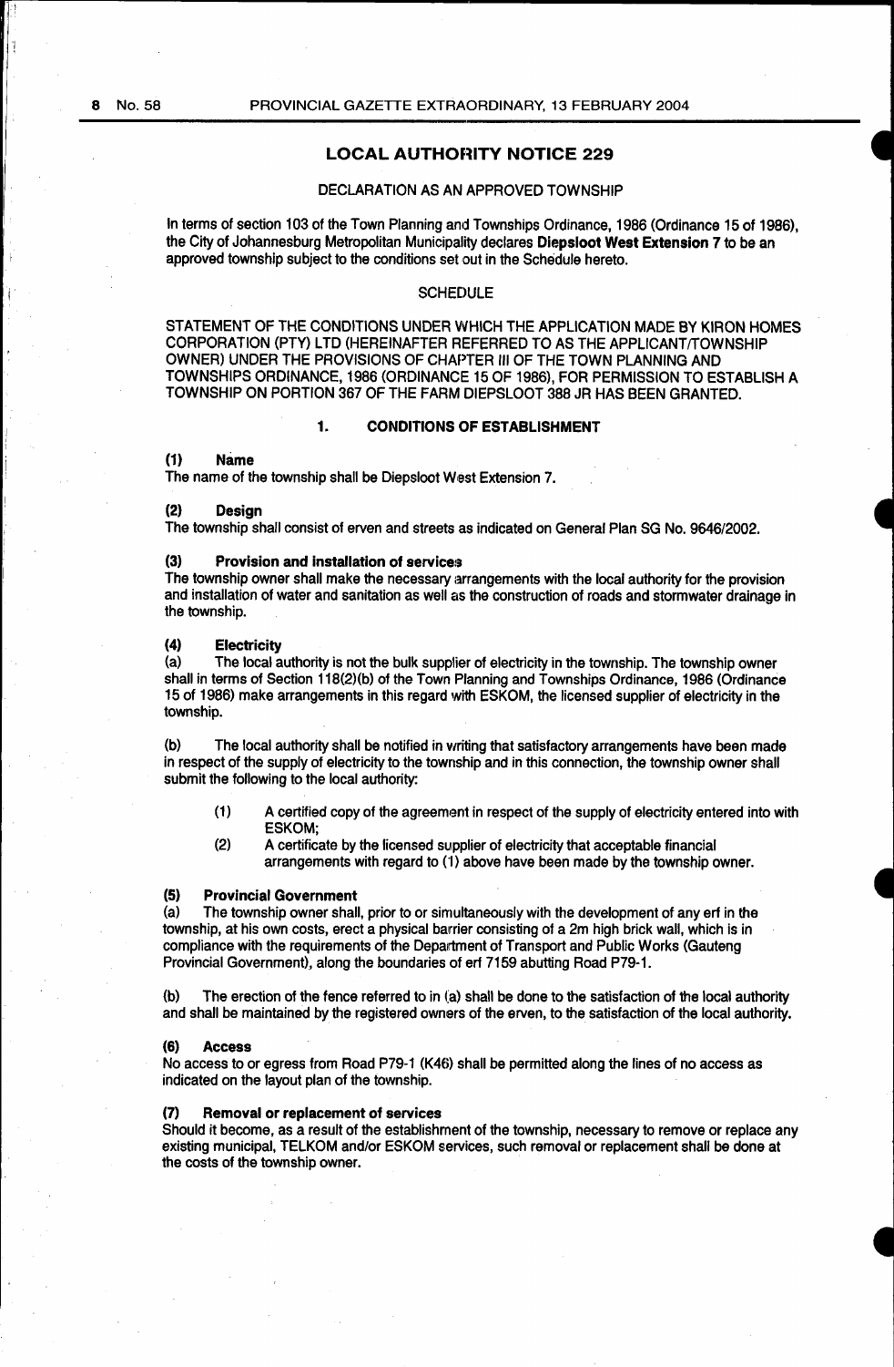## LOCAL AUTHORITY NOTICE 229

DECLARATION AS AN APPROVED TOWNSHIP

In terms of section 103 of the Town Planning and Townships Ordinance, 1986 (Ordinance 15 of 1986), the City of Johannesburg Metropolitan Municipality declares **Diepsloot West Extension 7** to be an approved township subject to the conditions set out in the Schedule hereto.

SCHEDULE

STATEMENT OF THE CONDITIONS UNDER WHICH THE APPLICATION MADE BY KIRON HOMES CORPORATION (PTY) LTD (HEREINAFTER REFERRED TO AS THE APPLICANT/TOWNSHIP OWNER) UNDER THE PROVISIONS OF CHAPTER III OF THE TOWN PLANNING AND TOWNSHIPS ORDINANCE, 1986 (ORDINANCE 15 OF 1986), FOR PERMISSION TO ESTABLISH A TOWNSHIP ON PORTION 367 OF THE FARM DIEPSLOOT 388 JR HAS BEEN GRANTED.

### 1. CONDITIONS OF ESTABLISHMENT

**(1) Name**

The name of the township shall be Diepsloot West Extension 7.

**(2) Design**

The township shall consist of erven and streets as indicated on General Plan SG No. 9646/2002.

**(3) Provision and installation of services**

The township owner shall make the necessary arrangements with the local authority for the provision and installation of water and sanitation as well as the construction of roads and stormwater drainage in the township.

**(4) Electricity**

(a) The local authority is not the bulk supplier of electricity in the township. The township owner shall in terms of Section 118(2)(b) of the Town Planning and Townships Ordinance, 1986 (Ordinance 15 of 1986) make arrangements in this regard with ESKOM, the licensed supplier of electricity in the township.

(b) The local authority shall be notified in writing that satisfactory arrangements have been made in respect of the supply of electricity to the township and in this connection, the township owner shall submit the following to the local authority:

(1) A certified copy of the agreement in respect of the supply of electricity entered into with ESKOM;

(2) A certificate by the licensed supplier of electricity that acceptable financial arrangements with regard to (1) above have been made by the township owner.

**(5) Provincial Government**

(a) The township owner shall, prior to or simultaneously with the development of any erf in the township, at his own costs, erect a physical barrier consisting of a 2m high brick wall, which is in compliance with the requirements of the Department of Transport and Public Works (Gauteng Provincial Government), along the boundaries of erf 7159 abutting Road P79-1.

(b) The erection of the fence referred to in (a) shall be done to the satisfaction of the local authority and shall be maintained by the registered owners of the erven, to the satisfaction of the local authority.

**(6) Access**

No access to or egress from Road P79-1 (K46) shall be permitted along the lines of no access as indicated on the layout plan of the township.

**(7) Removal or replacement of services**

Should it become, as a result of the establishment of the township, necessary to remove or replace any existing municipal, TELKOM and/or ESKOM services, such removal or replacement shall be done at the costs of the township owner.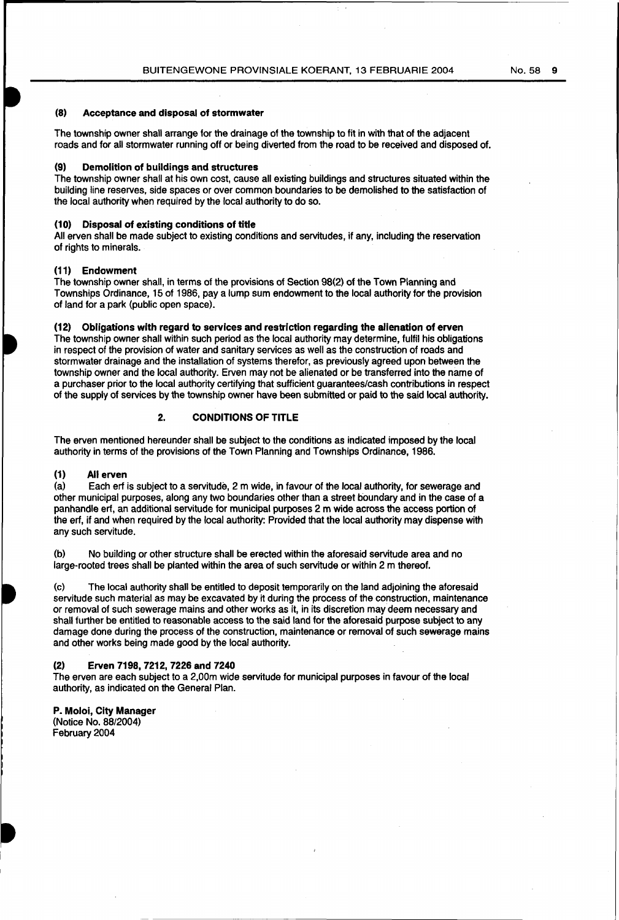**(8) Acceptance and disposal of stormwater**

The township owner shall arrange for the drainage of the township to fit in with that of the adjacent roads and for all stormwater running off or being diverted from the road to be received and disposed of.

**(9) Demolition of buildings and structures**

The township owner shall at his own cost, cause all existing buildings and structures situated within the building line reserves, side spaces or over common boundaries to be demolished to the satisfaction of the local authority when required by the local authority to do so.

**(10) Disposal of existing conditions of title**

All erven shall be made subject to existing conditions and servitudes, if any, including the reservation of rights to minerals.

**(11) Endowment**

The township owner shall, in terms of the provisions of Section 98(2) of the Town Planning and Townships Ordinance, 15 of 1986, pay a lump sum endowment to the local authority for the provision of land for a park (public open space).

**(12) Obligations with regard to services and restriction regarding the alienation of erven**

The township owner shall within such period as the local authority may determine, fulfil his obligations in respect of the provision of water and sanitary services as well as the construction of roads and stormwater drainage and the installation of systems therefor, as previously agreed upon between the township owner and the local authority. Erven may not be alienated or be transferred into the name of a purchaser prior to the local authority certifying that sufficient guarantees/cash contributions in respect of the supply of services by the township owner have been submitted or paid to the said local authority.

## 2. CONDITIONS OF TITLE

The erven mentioned hereunder shall be subject to the conditions as indicated imposed by the local authority in terms of the provisions of the Town Planning and Townships Ordinance, 1986.

**(1) All erven**

(a) Each erf is subject to a servitude, 2 m wide, in favour of the local authority, for sewerage and other municipal purposes, along any two boundaries other than a street boundary and in the case of a panhandle erf, an additional servitude for municipal purposes 2 m wide across the access portion of the erf, if and when required by the local authority: Provided that the local authority may dispense with any such servitude.

(b) No building or other structure shall be erected within the aforesaid servitude area and no large-rooted trees shall be planted within the area of such servitude or within 2 m thereof.

(c) The local authority shall be entitled to deposit temporarily on the land adjoining the aforesaid servitude such material as may be excavated by it during the process of the construction, maintenance or removal of such sewerage mains and other works as it, in its discretion may deem necessary and shall further be entitled to reasonable access to the said land for the aforesaid purpose subject to any damage done during the process of the construction, maintenance or removal of such sewerage mains and other works being made good by the local authority.

**(2) Erven 7198, 7212, 7226 and 7240**

The erven are each subject to a 2,00m wide servitude for municipal purposes in favour of the local authority, as indicated on the General Plan.

**P. Moloi, City Manager**
(Notice No. 88/2004)
February 2004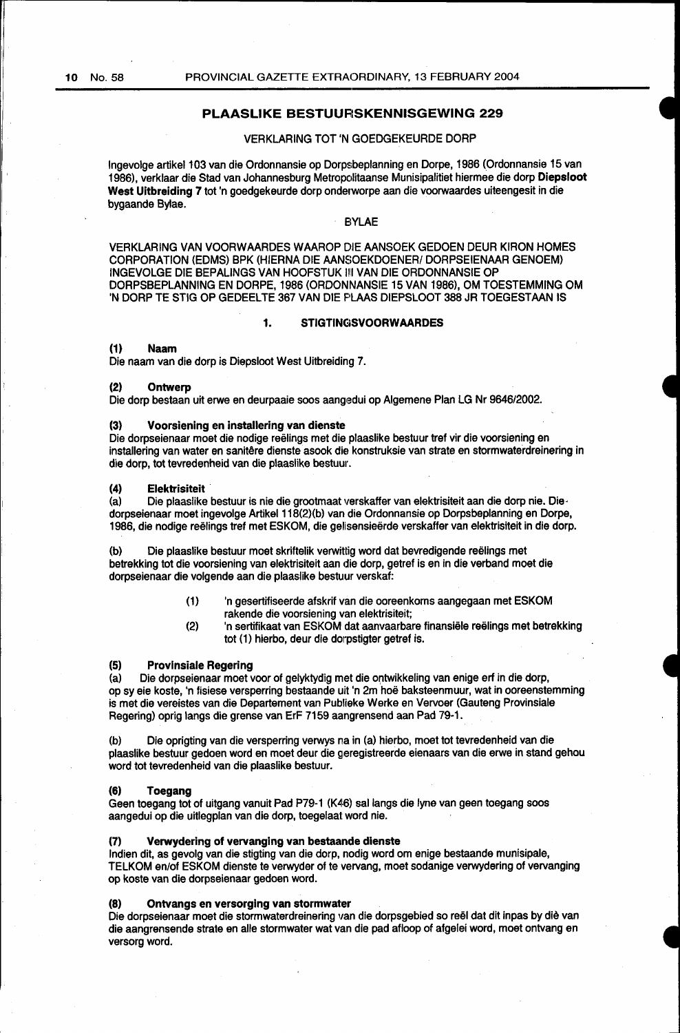## PLAASLIKE BESTUURSKENNISGEWING 229

VERKLARING TOT 'N GOEDGEKEURDE DORP

Ingevolge artikel 103 van die Ordonnansie op Dorpsbeplanning en Dorpe, 1986 (Ordonnansie 15 van 1986), verklaar die Stad van Johannesburg Metropolitaanse Munisipaliteit hiermee die dorp **Diepsloot West Uitbreiding 7** tot 'n goedgekeurde dorp onderworpe aan die voorwaardes uiteengesit in die bygaande Bylae.

BYLAE

VERKLARING VAN VOORWAARDES WAAROP DIE AANSOEK GEDOEN DEUR KIRON HOMES CORPORATION (EDMS) BPK (HIERNA DIE AANSOEKDOENER/ DORPSEIENAAR GENOEM) INGEVOLGE DIE BEPALINGS VAN HOOFSTUK III VAN DIE ORDONNANSIE OP DORPSBEPLANNING EN DORPE, 1986 (ORDONNANSIE 15 VAN 1986), OM TOESTEMMING OM 'N DORP TE STIG OP GEDEELTE 367 VAN DIE PLAAS DIEPSLOOT 388 JR TOEGESTAAN IS

### 1. STIGTINGSVOORWAARDES

**(1) Naam**
Die naam van die dorp is Diepsloot West Uitbreiding 7.

**(2) Ontwerp**
Die dorp bestaan uit erwe en deurpaaie soos aangedui op Algemene Plan LG Nr 9646/2002.

**(3) Voorsiening en installering van dienste**
Die dorpseienaar moet die nodige reëlings met die plaaslike bestuur tref vir die voorsiening en installering van water en sanitêre dienste asook die konstruksie van strate en stormwaterdreinering in die dorp, tot tevredenheid van die plaaslike bestuur.

**(4) Elektrisiteit**
(a) Die plaaslike bestuur is nie die grootmaat verskaffer van elektrisiteit aan die dorp nie. Die dorpseienaar moet ingevolge Artikel 118(2)(b) van die Ordonnansie op Dorpsbeplanning en Dorpe, 1986, die nodige reëlings tref met ESKOM, die gelisensieërde verskaffer van elektrisiteit in die dorp.

(b) Die plaaslike bestuur moet skriftelik verwittig word dat bevredigende reëlings met betrekking tot die voorsiening van elektrisiteit aan die dorp, getref is en in die verband moet die dorpseienaar die volgende aan die plaaslike bestuur verskaf:

(1) 'n gesertifiseerde afskrif van die ooreenkoms aangegaan met ESKOM rakende die voorsiening van elektrisiteit;
(2) 'n sertifikaat van ESKOM dat aanvaarbare finansiële reëlings met betrekking tot (1) hierbo, deur die dorpstigter getref is.

**(5) Provinsiale Regering**
(a) Die dorpseienaar moet voor of gelyktydig met die ontwikkeling van enige erf in die dorp, op sy eie koste, 'n fisiese versperring bestaande uit 'n 2m hoë baksteenmuur, wat in ooreenstemming is met die vereistes van die Departement van Publieke Werke en Vervoer (Gauteng Provinsiale Regering) oprig langs die grense van ErF 7159 aangrensend aan Pad 79-1.

(b) Die oprigting van die versperring verwys na in (a) hierbo, moet tot tevredenheid van die plaaslike bestuur gedoen word en moet deur die geregistreerde eienaars van die erwe in stand gehou word tot tevredenheid van die plaaslike bestuur.

**(6) Toegang**
Geen toegang tot of uitgang vanuit Pad P79-1 (K46) sal langs die lyne van geen toegang soos aangedui op die uitlegplan van die dorp, toegelaat word nie.

**(7) Verwydering of vervanging van bestaande dienste**
Indien dit, as gevolg van die stigting van die dorp, nodig word om enige bestaande munisipale, TELKOM en/of ESKOM dienste te verwyder of te vervang, moet sodanige verwydering of vervanging op koste van die dorpseienaar gedoen word.

**(8) Ontvangs en versorging van stormwater**
Die dorpseienaar moet die stormwaterdreinering van die dorpsgebied so reël dat dit inpas by diè van die aangrensende strate en alle stormwater wat van die pad afloop of afgelei word, moet ontvang en versorg word.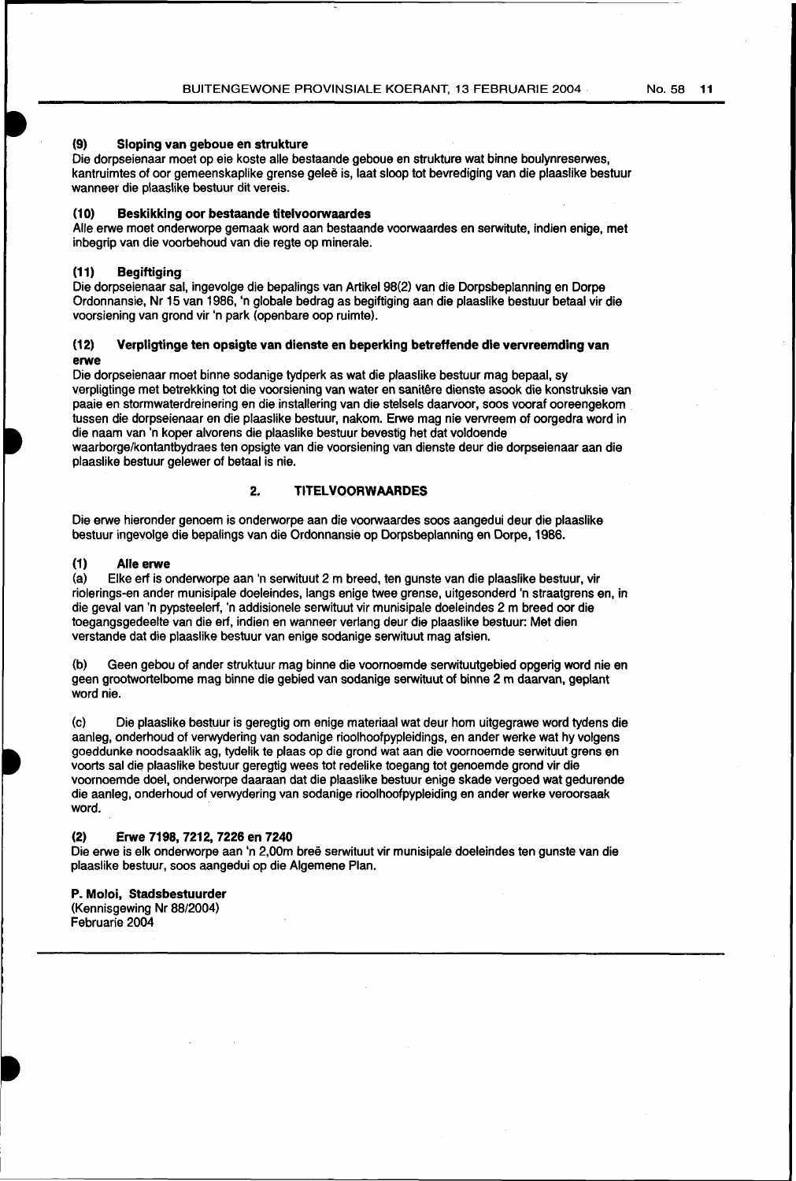**(9) Sloping van geboue en strukture**

Die dorpseienaar moet op eie koste alle bestaande geboue en strukture wat binne boulynreserwes, kantruimtes of oor gemeenskaplike grense geleë is, laat sloop tot bevrediging van die plaaslike bestuur wanneer die plaaslike bestuur dit vereis.

**(10) Beskikking oor bestaande titelvoorwaardes**

Alle erwe moet onderworpe gemaak word aan bestaande voorwaardes en serwitute, indien enige, met inbegrip van die voorbehoud van die regte op minerale.

**(11) Begiftiging**

Die dorpseienaar sal, ingevolge die bepalings van Artikel 98(2) van die Dorpsbeplanning en Dorpe Ordonnansie, Nr 15 van 1986, 'n globale bedrag as begiftiging aan die plaaslike bestuur betaal vir die voorsiening van grond vir 'n park (openbare oop ruimte).

**(12) Verpligtinge ten opsigte van dienste en beperking betreffende die vervreemding van erwe**

Die dorpseienaar moet binne sodanige tydperk as wat die plaaslike bestuur mag bepaal, sy verpligtinge met betrekking tot die voorsiening van water en sanitêre dienste asook die konstruksie van paaie en stormwaterdreinering en die installering van die stelsels daarvoor, soos vooraf ooreengekom tussen die dorpseienaar en die plaaslike bestuur, nakom. Erwe mag nie vervreem of oorgedra word in die naam van 'n koper alvorens die plaaslike bestuur bevestig het dat voldoende waarborge/kontantbydraes ten opsigte van die voorsiening van dienste deur die dorpseienaar aan die plaaslike bestuur gelewer of betaal is nie.

## 2. TITELVOORWAARDES

Die erwe hieronder genoem is onderworpe aan die voorwaardes soos aangedui deur die plaaslike bestuur ingevolge die bepalings van die Ordonnansie op Dorpsbeplanning en Dorpe, 1986.

**(1) Alle erwe**

(a) Elke erf is onderworpe aan 'n serwituut 2 m breed, ten gunste van die plaaslike bestuur, vir riolerings-en ander munisipale doeleindes, langs enige twee grense, uitgesonderd 'n straatgrens en, in die geval van 'n pypsteelerf, 'n addisionele serwituut vir munisipale doeleindes 2 m breed oor die toegangsgedeelte van die erf, indien en wanneer verlang deur die plaaslike bestuur: Met dien verstande dat die plaaslike bestuur van enige sodanige serwituut mag afsien.

(b) Geen gebou of ander struktuur mag binne die voornoemde serwituutgebied opgerig word nie en geen grootwortelbome mag binne die gebied van sodanige serwituut of binne 2 m daarvan, geplant word nie.

(c) Die plaaslike bestuur is geregtig om enige materiaal wat deur hom uitgegrawe word tydens die aanleg, onderhoud of verwydering van sodanige rioolhoofpypleidings, en ander werke wat hy volgens goeddunke noodsaaklik ag, tydelik te plaas op die grond wat aan die voornoemde serwituut grens en voorts sal die plaaslike bestuur geregtig wees tot redelike toegang tot genoemde grond vir die voornoemde doel, onderworpe daaraan dat die plaaslike bestuur enige skade vergoed wat gedurende die aanleg, onderhoud of verwydering van sodanige rioolhoofpypleiding en ander werke veroorsaak word.

**(2) Erwe 7198, 7212, 7226 en 7240**

Die erwe is elk onderworpe aan 'n 2,00m breë serwituut vir munisipale doeleindes ten gunste van die plaaslike bestuur, soos aangedui op die Algemene Plan.

**P. Moloi, Stadsbestuurder**
(Kennisgewing Nr 88/2004)
Februarie 2004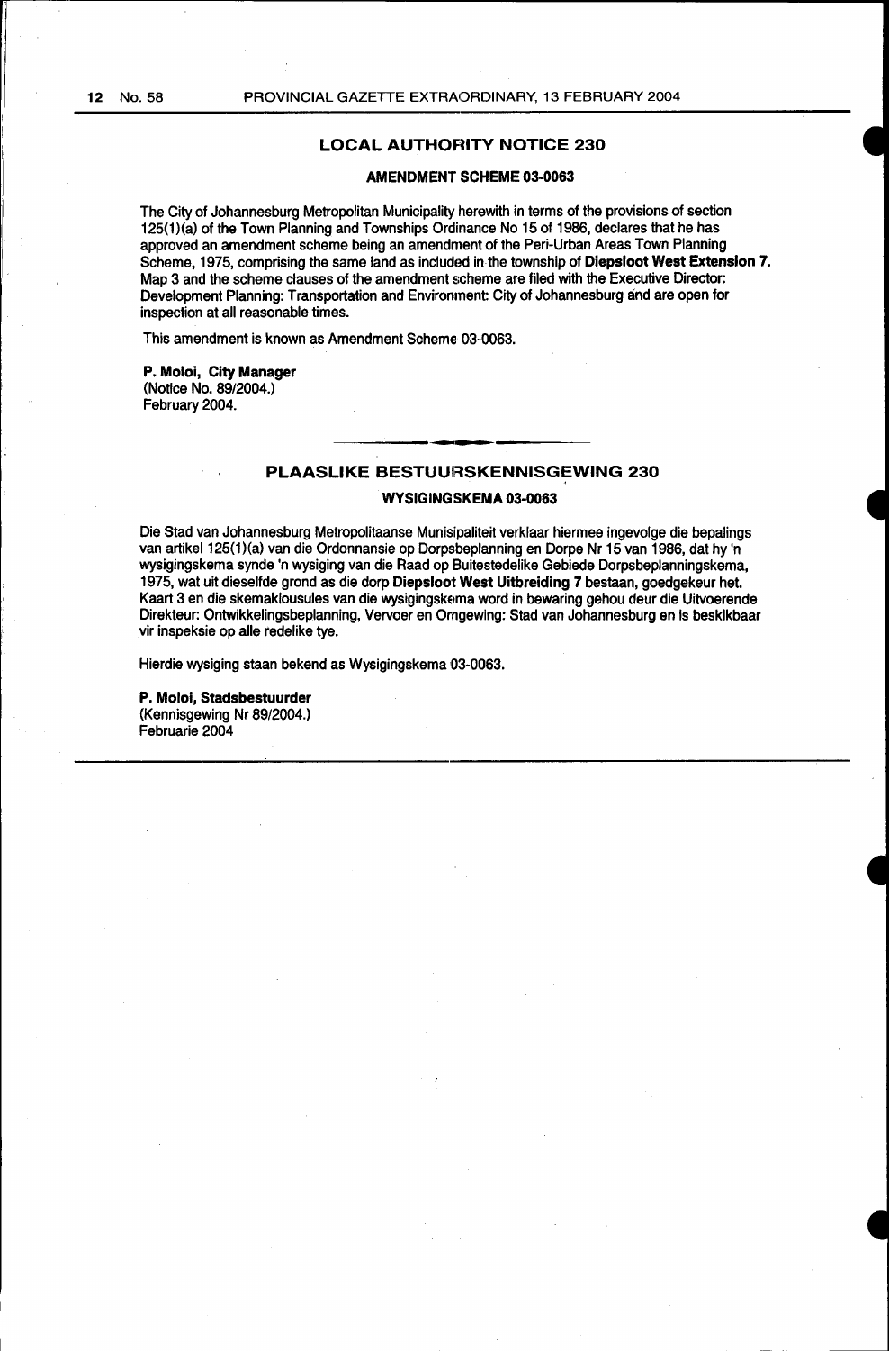## LOCAL AUTHORITY NOTICE 230

### AMENDMENT SCHEME 03-0063

The City of Johannesburg Metropolitan Municipality herewith in terms of the provisions of section 125(1)(a) of the Town Planning and Townships Ordinance No 15 of 1986, declares that he has approved an amendment scheme being an amendment of the Peri-Urban Areas Town Planning Scheme, 1975, comprising the same land as included in the township of **Diepsloot West Extension 7**. Map 3 and the scheme clauses of the amendment scheme are filed with the Executive Director: Development Planning: Transportation and Environment: City of Johannesburg and are open for inspection at all reasonable times.

This amendment is known as Amendment Scheme 03-0063.

**P. Moloi, City Manager**
(Notice No. 89/2004.)
February 2004.

---

## PLAASLIKE BESTUURSKENNISGEWING 230

### WYSIGINGSKEMA 03-0063

Die Stad van Johannesburg Metropolitaanse Munisipaliteit verklaar hiermee ingevolge die bepalings van artikel 125(1)(a) van die Ordonnansie op Dorpsbeplanning en Dorpe Nr 15 van 1986, dat hy 'n wysigingskema synde 'n wysiging van die Raad op Buitestedelike Gebiede Dorpsbeplanningskema, 1975, wat uit dieselfde grond as die dorp **Diepsloot West Uitbreiding 7** bestaan, goedgekeur het. Kaart 3 en die skemaklousules van die wysigingskema word in bewaring gehou deur die Uitvoerende Direkteur: Ontwikkelingsbeplanning, Vervoer en Omgewing: Stad van Johannesburg en is beskikbaar vir inspeksie op alle redelike tye.

Hierdie wysiging staan bekend as Wysigingskema 03-0063.

**P. Moloi, Stadsbestuurder**
(Kennisgewing Nr 89/2004.)
Februarie 2004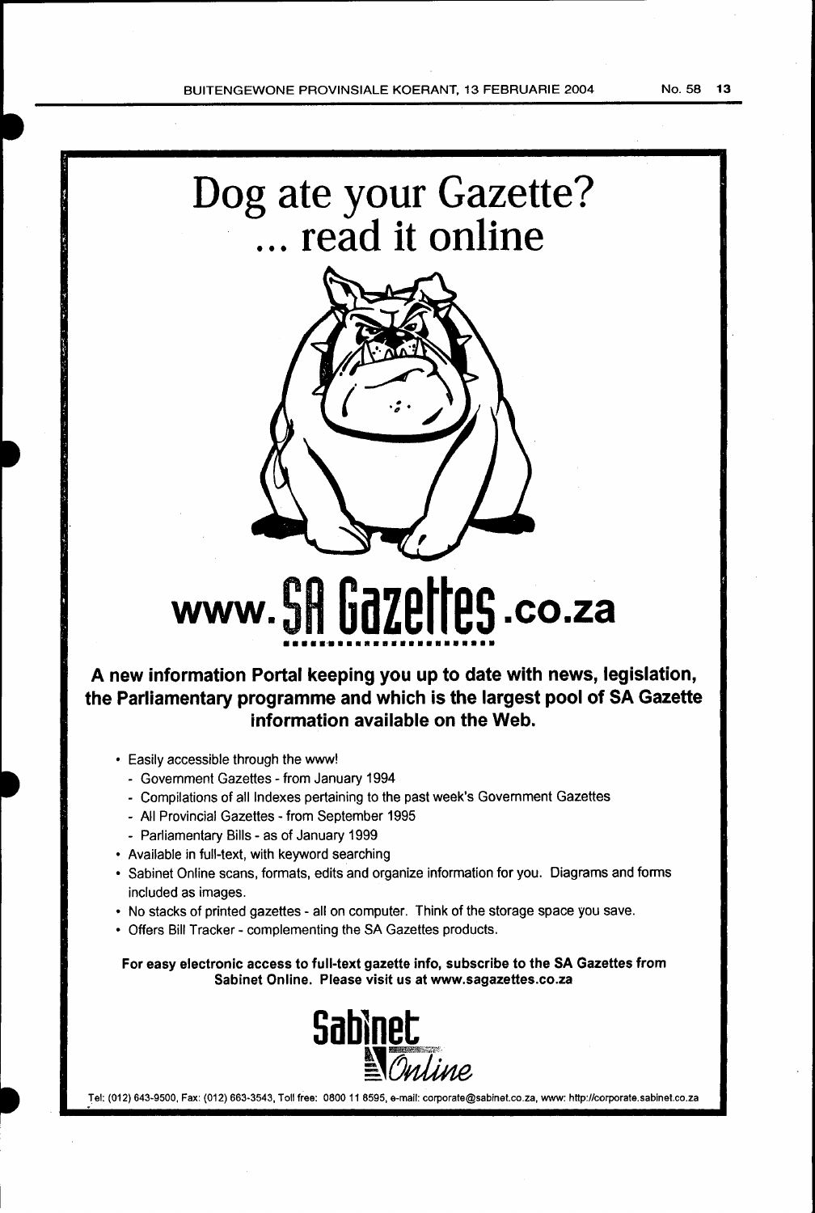# Dog ate your Gazette? ... read it online

# www.SA Gazettes.co.za

**A new information Portal keeping you up to date with news, legislation, the Parliamentary programme and which is the largest pool of SA Gazette information available on the Web.**

- Easily accessible through the www!
  - Government Gazettes - from January 1994
  - Compilations of all Indexes pertaining to the past week's Government Gazettes
  - All Provincial Gazettes - from September 1995
  - Parliamentary Bills - as of January 1999
- Available in full-text, with keyword searching
- Sabinet Online scans, formats, edits and organize information for you. Diagrams and forms included as images.
- No stacks of printed gazettes - all on computer. Think of the storage space you save.
- Offers Bill Tracker - complementing the SA Gazettes products.

**For easy electronic access to full-text gazette info, subscribe to the SA Gazettes from Sabinet Online. Please visit us at www.sagazettes.co.za**

Sabinet Online

Tel: (012) 643-9500, Fax: (012) 663-3543, Toll free: 0800 11 8595, e-mail: corporate@sabinet.co.za, www: http://corporate.sabinet.co.za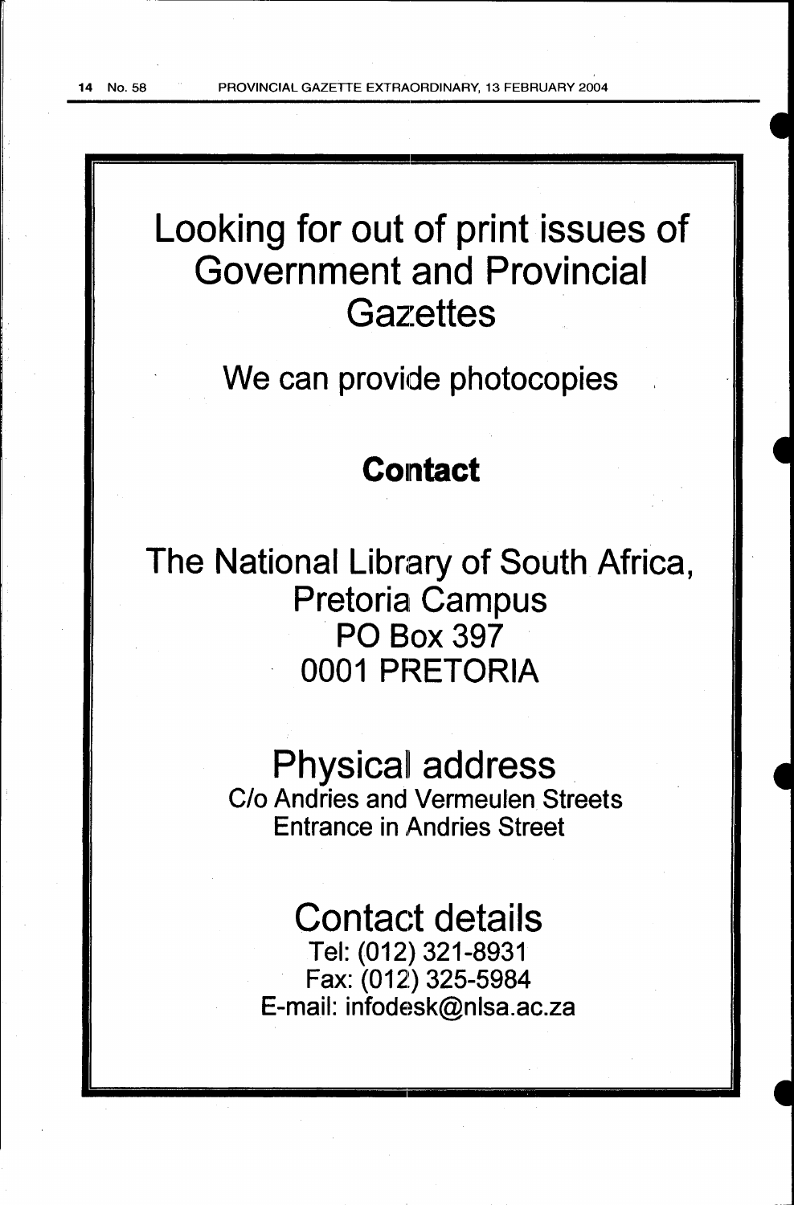# Looking for out of print issues of Government and Provincial Gazettes

## We can provide photocopies

### **Contact**

## The National Library of South Africa, Pretoria Campus PO Box 397 0001 PRETORIA

## Physical address

C/o Andries and Vermeulen Streets
Entrance in Andries Street

## Contact details

Tel: (012) 321-8931
Fax: (012) 325-5984
E-mail: infodesk@nlsa.ac.za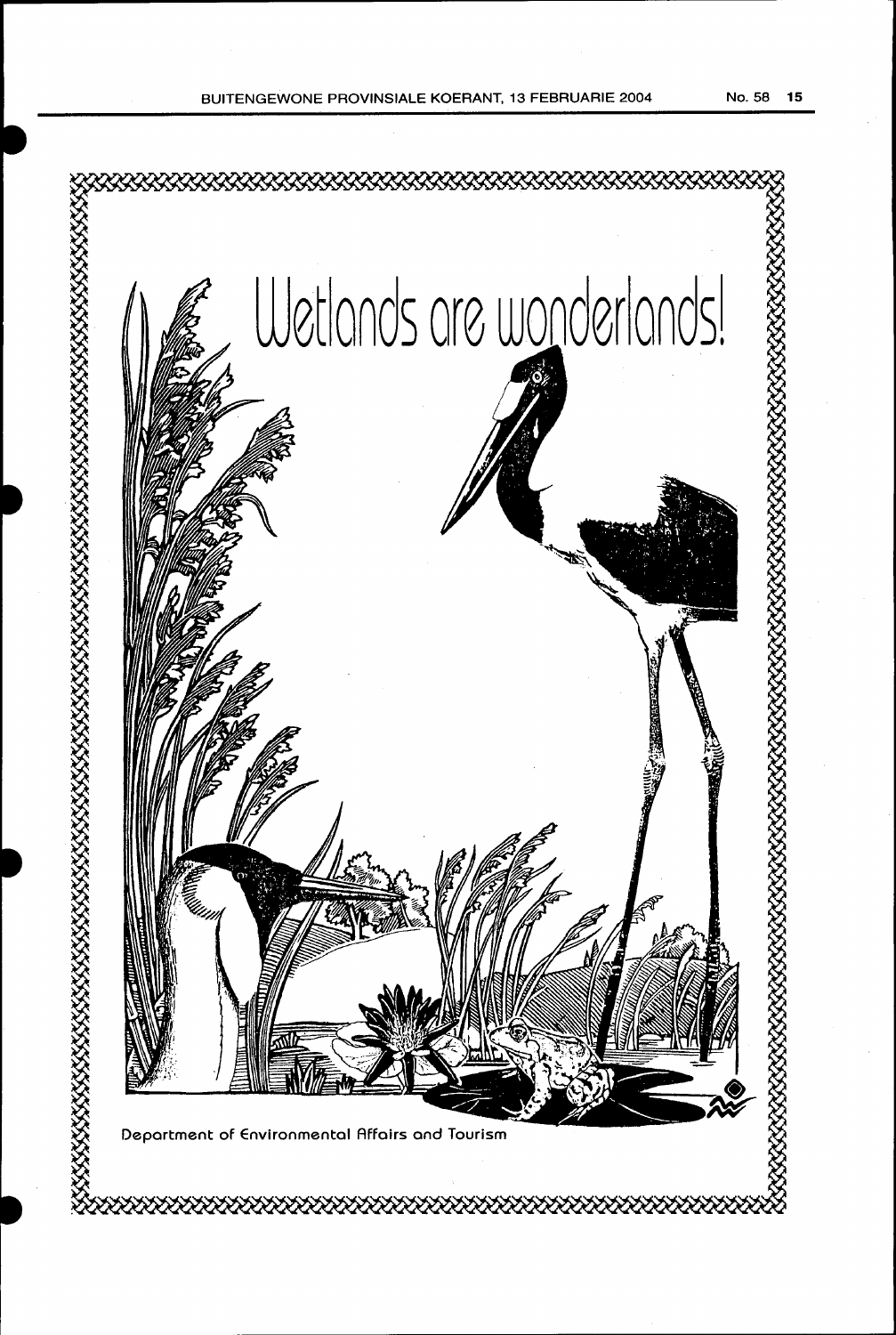# Wetlands are wonderlands!

Department of Environmental Affairs and Tourism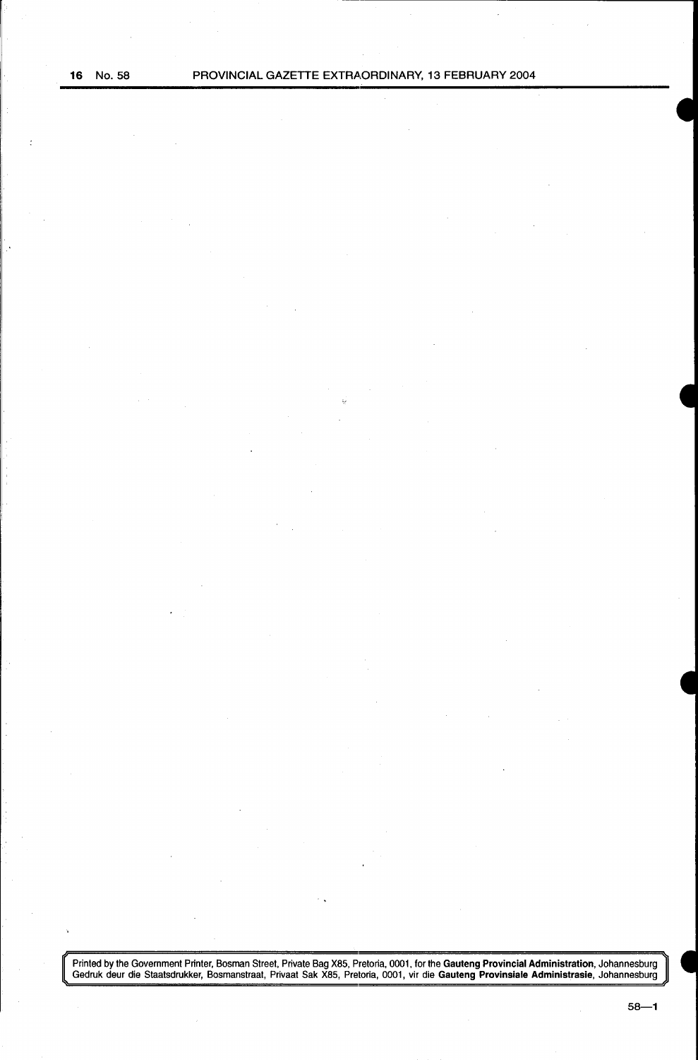Printed by the Government Printer, Bosman Street, Private Bag X85, Pretoria, 0001, for the **Gauteng Provincial Administration**, Johannesburg
Gedruk deur die Staatsdrukker, Bosmanstraat, Privaat Sak X85, Pretoria, 0001, vir die **Gauteng Provinsiale Administrasie**, Johannesburg

58—1